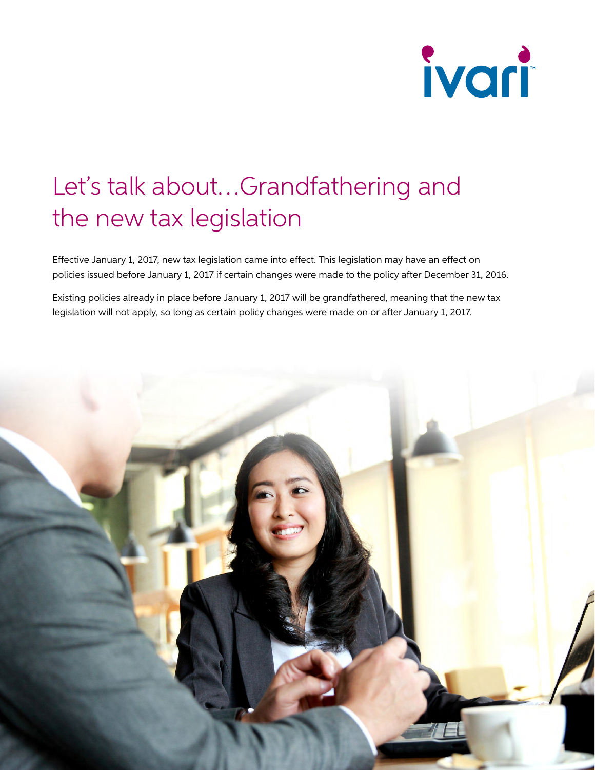# Let's talk about…Grandfathering and the new tax legislation

Effective January 1, 2017, new tax legislation came into effect. This legislation may have an effect on policies issued before January 1, 2017 if certain changes were made to the policy after December 31, 2016.

Existing policies already in place before January 1, 2017 will be grandfathered, meaning that the new tax legislation will not apply, so long as certain policy changes were made on or after January 1, 2017.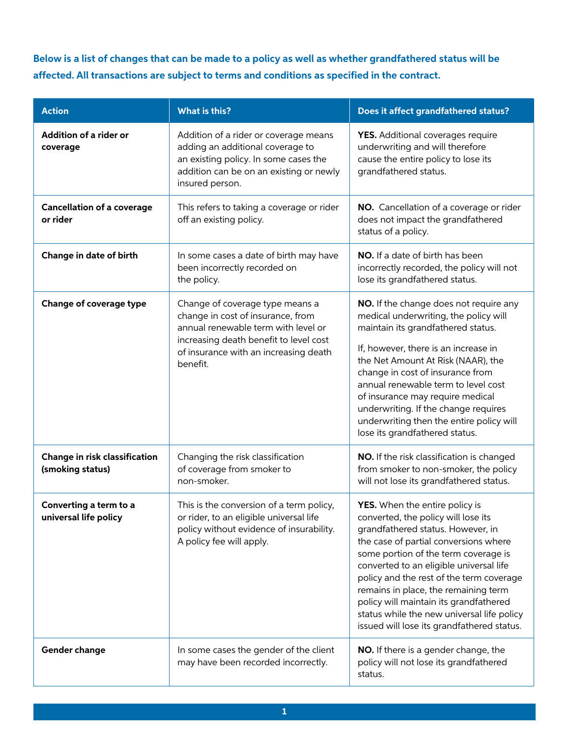**Below is a list of changes that can be made to a policy as well as whether grandfathered status will be affected. All transactions are subject to terms and conditions as specified in the contract.**

| Action | What is this? | Does it affect grandfathered status? |
|---|---|---|
| **Addition of a rider or coverage** | Addition of a rider or coverage means adding an additional coverage to an existing policy. In some cases the addition can be on an existing or newly insured person. | **YES.** Additional coverages require underwriting and will therefore cause the entire policy to lose its grandfathered status. |
| **Cancellation of a coverage or rider** | This refers to taking a coverage or rider off an existing policy. | **NO.** Cancellation of a coverage or rider does not impact the grandfathered status of a policy. |
| **Change in date of birth** | In some cases a date of birth may have been incorrectly recorded on the policy. | **NO.** If a date of birth has been incorrectly recorded, the policy will not lose its grandfathered status. |
| **Change of coverage type** | Change of coverage type means a change in cost of insurance, from annual renewable term with level or increasing death benefit to level cost of insurance with an increasing death benefit. | **NO.** If the change does not require any medical underwriting, the policy will maintain its grandfathered status.<br><br>If, however, there is an increase in the Net Amount At Risk (NAAR), the change in cost of insurance from annual renewable term to level cost of insurance may require medical underwriting. If the change requires underwriting then the entire policy will lose its grandfathered status. |
| **Change in risk classification (smoking status)** | Changing the risk classification of coverage from smoker to non-smoker. | **NO.** If the risk classification is changed from smoker to non-smoker, the policy will not lose its grandfathered status. |
| **Converting a term to a universal life policy** | This is the conversion of a term policy, or rider, to an eligible universal life policy without evidence of insurability. A policy fee will apply. | **YES.** When the entire policy is converted, the policy will lose its grandfathered status. However, in the case of partial conversions where some portion of the term coverage is converted to an eligible universal life policy and the rest of the term coverage remains in place, the remaining term policy will maintain its grandfathered status while the new universal life policy issued will lose its grandfathered status. |
| **Gender change** | In some cases the gender of the client may have been recorded incorrectly. | **NO.** If there is a gender change, the policy will not lose its grandfathered status. |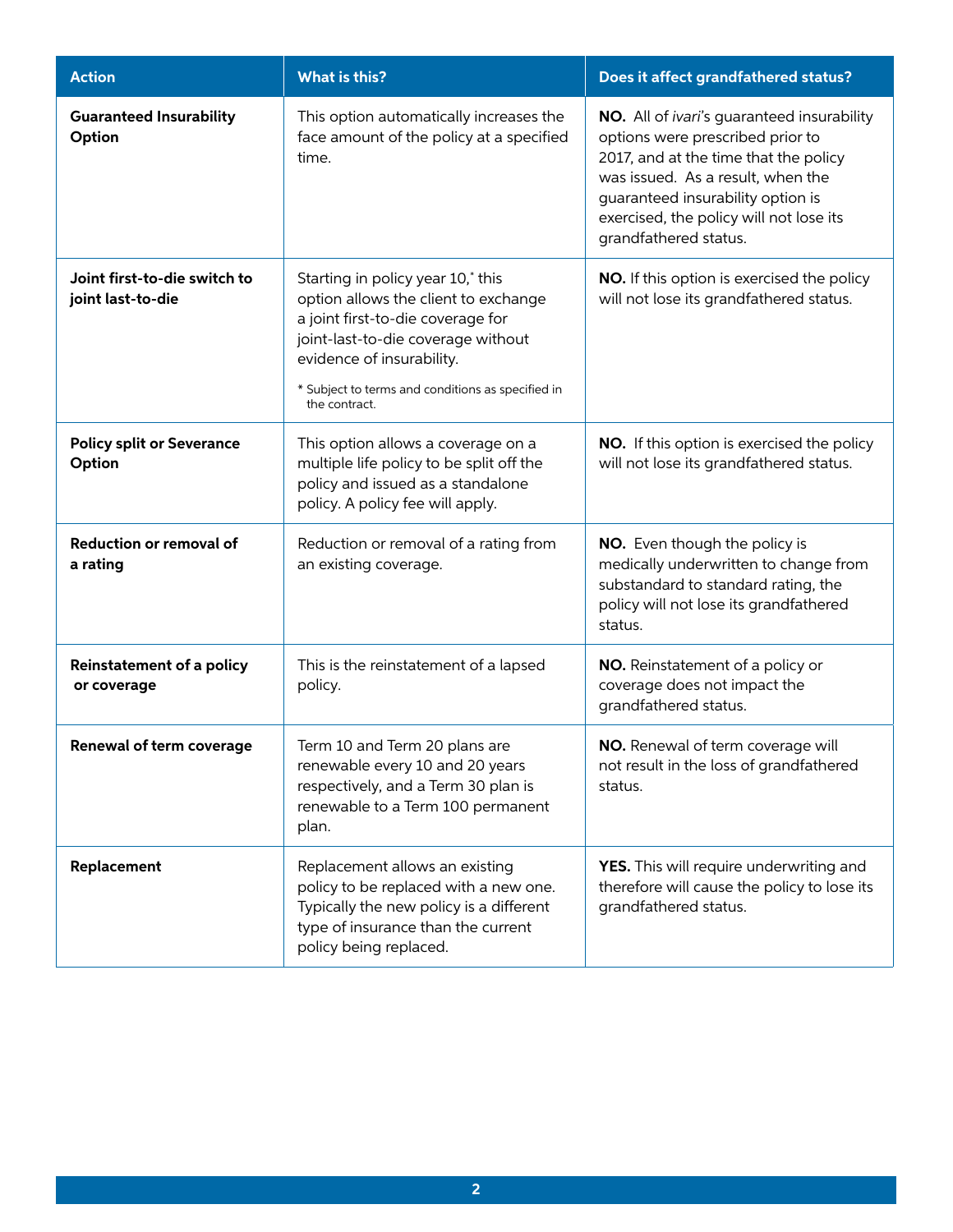| Action | What is this? | Does it affect grandfathered status? |
|---|---|---|
| **Guaranteed Insurability Option** | This option automatically increases the face amount of the policy at a specified time. | **NO.** All of *ivari*'s guaranteed insurability options were prescribed prior to 2017, and at the time that the policy was issued. As a result, when the guaranteed insurability option is exercised, the policy will not lose its grandfathered status. |
| **Joint first-to-die switch to joint last-to-die** | Starting in policy year 10,* this option allows the client to exchange a joint first-to-die coverage for joint-last-to-die coverage without evidence of insurability.<br><br>* Subject to terms and conditions as specified in the contract. | **NO.** If this option is exercised the policy will not lose its grandfathered status. |
| **Policy split or Severance Option** | This option allows a coverage on a multiple life policy to be split off the policy and issued as a standalone policy. A policy fee will apply. | **NO.** If this option is exercised the policy will not lose its grandfathered status. |
| **Reduction or removal of a rating** | Reduction or removal of a rating from an existing coverage. | **NO.** Even though the policy is medically underwritten to change from substandard to standard rating, the policy will not lose its grandfathered status. |
| **Reinstatement of a policy or coverage** | This is the reinstatement of a lapsed policy. | **NO.** Reinstatement of a policy or coverage does not impact the grandfathered status. |
| **Renewal of term coverage** | Term 10 and Term 20 plans are renewable every 10 and 20 years respectively, and a Term 30 plan is renewable to a Term 100 permanent plan. | **NO.** Renewal of term coverage will not result in the loss of grandfathered status. |
| **Replacement** | Replacement allows an existing policy to be replaced with a new one. Typically the new policy is a different type of insurance than the current policy being replaced. | **YES.** This will require underwriting and therefore will cause the policy to lose its grandfathered status. |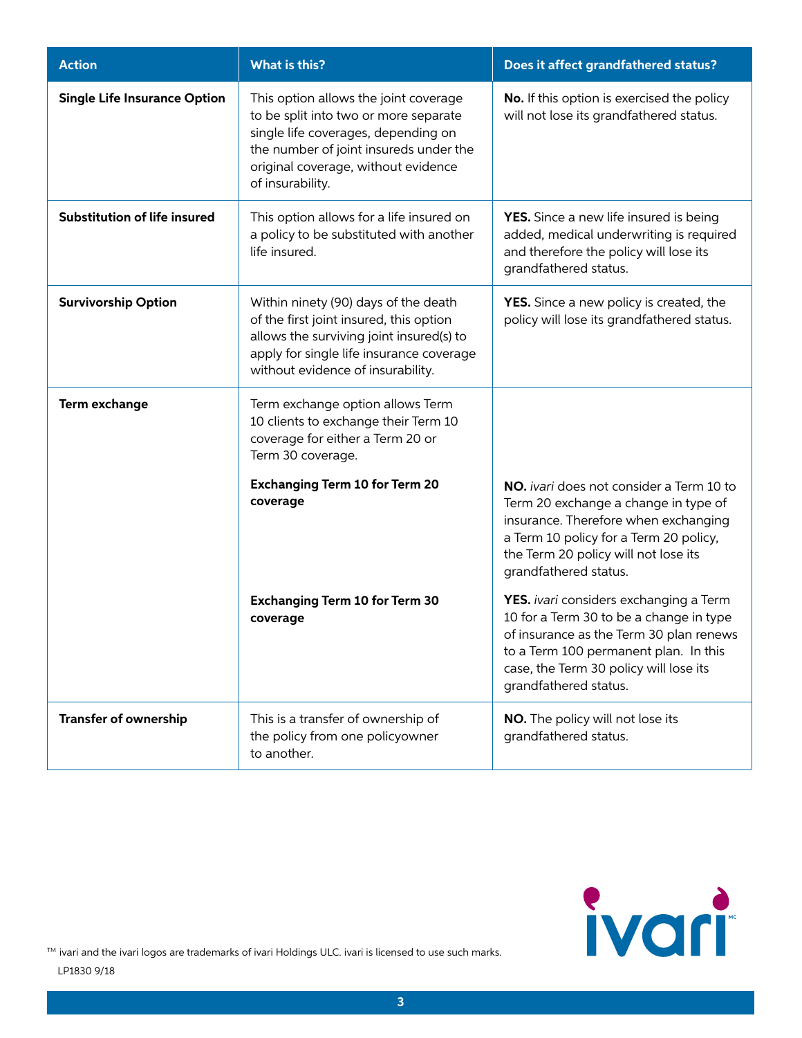| Action | What is this? | Does it affect grandfathered status? |
|---|---|---|
| **Single Life Insurance Option** | This option allows the joint coverage to be split into two or more separate single life coverages, depending on the number of joint insureds under the original coverage, without evidence of insurability. | **No.** If this option is exercised the policy will not lose its grandfathered status. |
| **Substitution of life insured** | This option allows for a life insured on a policy to be substituted with another life insured. | **YES.** Since a new life insured is being added, medical underwriting is required and therefore the policy will lose its grandfathered status. |
| **Survivorship Option** | Within ninety (90) days of the death of the first joint insured, this option allows the surviving joint insured(s) to apply for single life insurance coverage without evidence of insurability. | **YES.** Since a new policy is created, the policy will lose its grandfathered status. |
| **Term exchange** | Term exchange option allows Term 10 clients to exchange their Term 10 coverage for either a Term 20 or Term 30 coverage. | |
| | **Exchanging Term 10 for Term 20 coverage** | **NO.** *ivari* does not consider a Term 10 to Term 20 exchange a change in type of insurance. Therefore when exchanging a Term 10 policy for a Term 20 policy, the Term 20 policy will not lose its grandfathered status. |
| | **Exchanging Term 10 for Term 30 coverage** | **YES.** *ivari* considers exchanging a Term 10 for a Term 30 to be a change in type of insurance as the Term 30 plan renews to a Term 100 permanent plan. In this case, the Term 30 policy will lose its grandfathered status. |
| **Transfer of ownership** | This is a transfer of ownership of the policy from one policyowner to another. | **NO.** The policy will not lose its grandfathered status. |

™ ivari and the ivari logos are trademarks of ivari Holdings ULC. ivari is licensed to use such marks.

LP1830 9/18